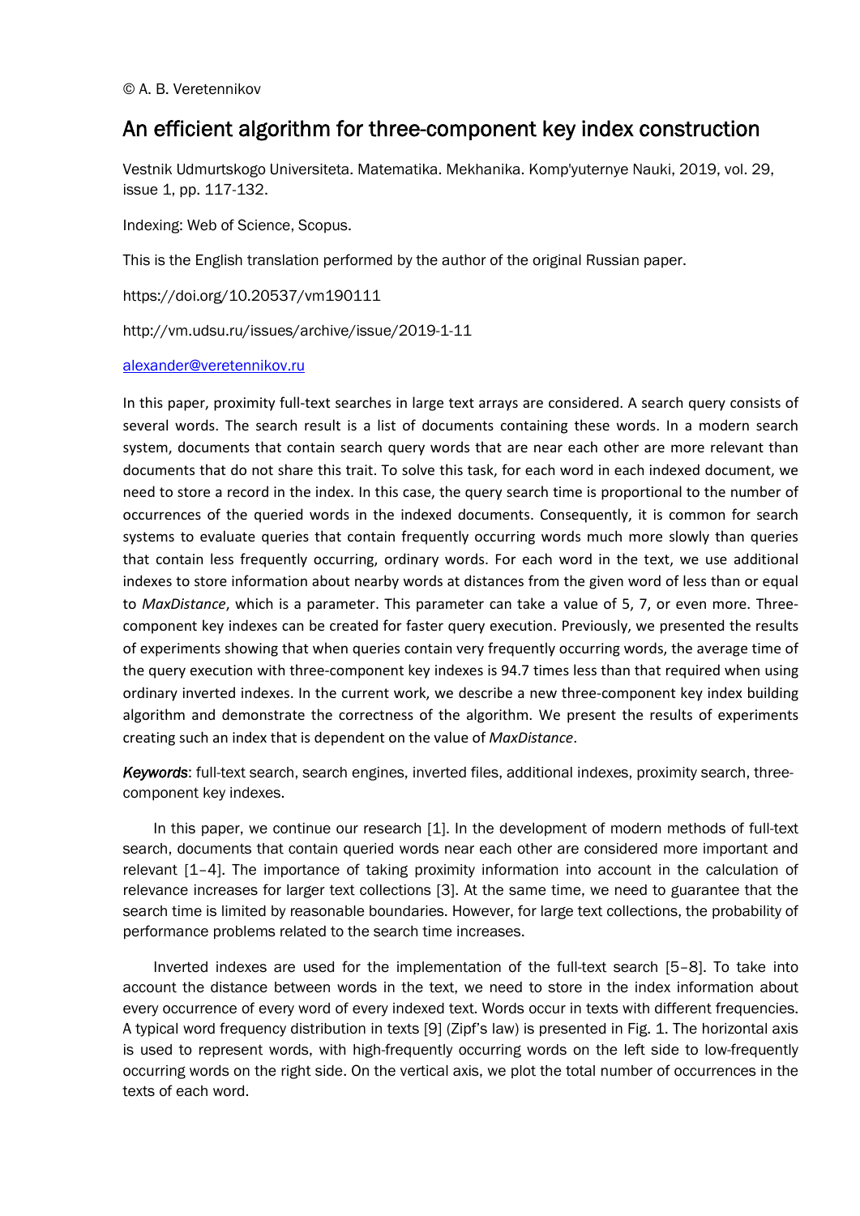© A. B. Veretennikov

# An efficient algorithm for three-component key index construction

Vestnik Udmurtskogo Universiteta. Matematika. Mekhanika. Komp'yuternye Nauki, 2019, vol. 29, issue 1, pp. 117-132.

Indexing: Web of Science, Scopus.

This is the English translation performed by the author of the original Russian paper.

https://doi.org/10.20537/vm190111

http://vm.udsu.ru/issues/archive/issue/2019-1-11

alexander@veretennikov.ru

In this paper, proximity full-text searches in large text arrays are considered. A search query consists of several words. The search result is a list of documents containing these words. In a modern search system, documents that contain search query words that are near each other are more relevant than documents that do not share this trait. To solve this task, for each word in each indexed document, we need to store a record in the index. In this case, the query search time is proportional to the number of occurrences of the queried words in the indexed documents. Consequently, it is common for search systems to evaluate queries that contain frequently occurring words much more slowly than queries that contain less frequently occurring, ordinary words. For each word in the text, we use additional indexes to store information about nearby words at distances from the given word of less than or equal to *MaxDistance*, which is a parameter. This parameter can take a value of 5, 7, or even more. Three-component key indexes can be created for faster query execution. Previously, we presented the results of experiments showing that when queries contain very frequently occurring words, the average time of the query execution with three-component key indexes is 94.7 times less than that required when using ordinary inverted indexes. In the current work, we describe a new three-component key index building algorithm and demonstrate the correctness of the algorithm. We present the results of experiments creating such an index that is dependent on the value of *MaxDistance*.

***Keywords***: full-text search, search engines, inverted files, additional indexes, proximity search, three-component key indexes.

In this paper, we continue our research [1]. In the development of modern methods of full-text search, documents that contain queried words near each other are considered more important and relevant [1–4]. The importance of taking proximity information into account in the calculation of relevance increases for larger text collections [3]. At the same time, we need to guarantee that the search time is limited by reasonable boundaries. However, for large text collections, the probability of performance problems related to the search time increases.

Inverted indexes are used for the implementation of the full-text search [5–8]. To take into account the distance between words in the text, we need to store in the index information about every occurrence of every word of every indexed text. Words occur in texts with different frequencies. A typical word frequency distribution in texts [9] (Zipf's law) is presented in Fig. 1. The horizontal axis is used to represent words, with high-frequently occurring words on the left side to low-frequently occurring words on the right side. On the vertical axis, we plot the total number of occurrences in the texts of each word.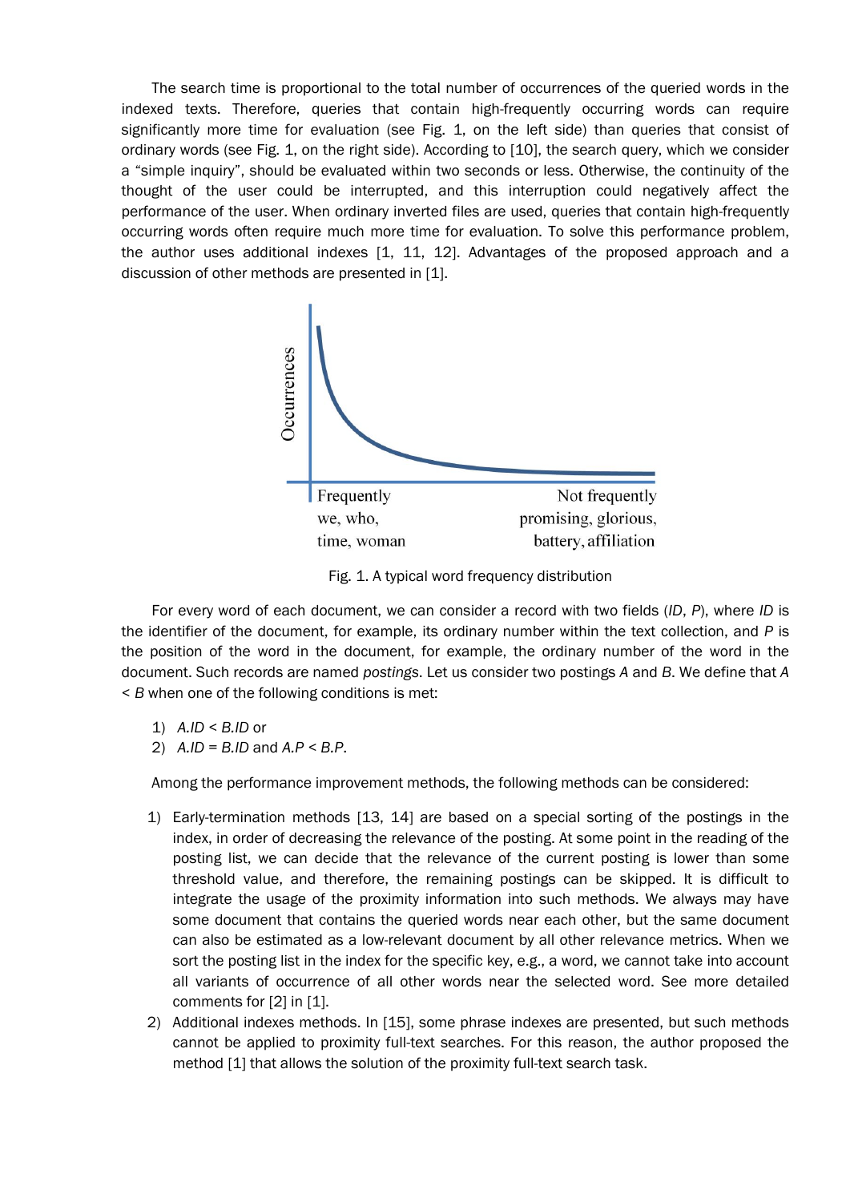The search time is proportional to the total number of occurrences of the queried words in the indexed texts. Therefore, queries that contain high-frequently occurring words can require significantly more time for evaluation (see Fig. 1, on the left side) than queries that consist of ordinary words (see Fig. 1, on the right side). According to [10], the search query, which we consider a "simple inquiry", should be evaluated within two seconds or less. Otherwise, the continuity of the thought of the user could be interrupted, and this interruption could negatively affect the performance of the user. When ordinary inverted files are used, queries that contain high-frequently occurring words often require much more time for evaluation. To solve this performance problem, the author uses additional indexes [1, 11, 12]. Advantages of the proposed approach and a discussion of other methods are presented in [1].

Fig. 1. A typical word frequency distribution

For every word of each document, we can consider a record with two fields (*ID*, *P*), where *ID* is the identifier of the document, for example, its ordinary number within the text collection, and *P* is the position of the word in the document, for example, the ordinary number of the word in the document. Such records are named *postings*. Let us consider two postings *A* and *B*. We define that *A* < *B* when one of the following conditions is met:

1) *A.ID* < *B.ID* or
2) *A.ID* = *B.ID* and *A.P* < *B.P*.

Among the performance improvement methods, the following methods can be considered:

1) Early-termination methods [13, 14] are based on a special sorting of the postings in the index, in order of decreasing the relevance of the posting. At some point in the reading of the posting list, we can decide that the relevance of the current posting is lower than some threshold value, and therefore, the remaining postings can be skipped. It is difficult to integrate the usage of the proximity information into such methods. We always may have some document that contains the queried words near each other, but the same document can also be estimated as a low-relevant document by all other relevance metrics. When we sort the posting list in the index for the specific key, e.g., a word, we cannot take into account all variants of occurrence of all other words near the selected word. See more detailed comments for [2] in [1].
2) Additional indexes methods. In [15], some phrase indexes are presented, but such methods cannot be applied to proximity full-text searches. For this reason, the author proposed the method [1] that allows the solution of the proximity full-text search task.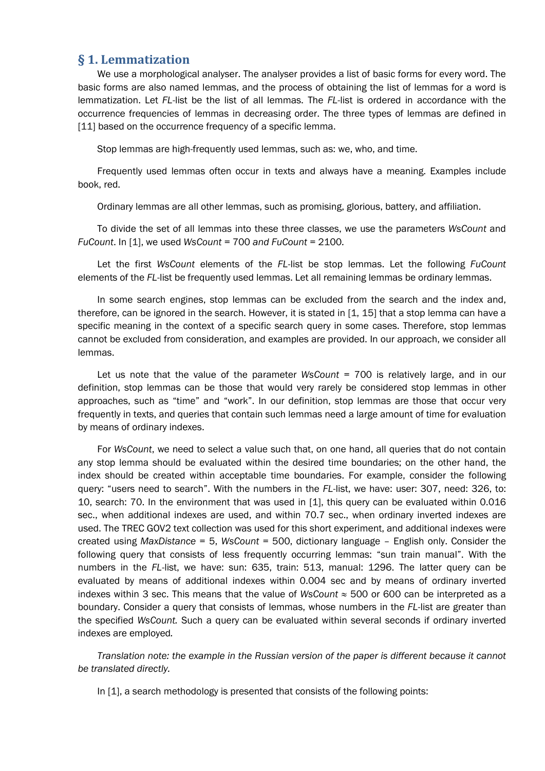## § 1. Lemmatization

We use a morphological analyser. The analyser provides a list of basic forms for every word. The basic forms are also named lemmas, and the process of obtaining the list of lemmas for a word is lemmatization. Let *FL*-list be the list of all lemmas. The *FL*-list is ordered in accordance with the occurrence frequencies of lemmas in decreasing order. The three types of lemmas are defined in [11] based on the occurrence frequency of a specific lemma.

Stop lemmas are high-frequently used lemmas, such as: we, who, and time.

Frequently used lemmas often occur in texts and always have a meaning. Examples include book, red.

Ordinary lemmas are all other lemmas, such as promising, glorious, battery, and affiliation.

To divide the set of all lemmas into these three classes, we use the parameters *WsCount* and *FuCount*. In [1], we used *WsCount* = 700 *and FuCount* = 2100.

Let the first *WsCount* elements of the *FL*-list be stop lemmas. Let the following *FuCount* elements of the *FL*-list be frequently used lemmas. Let all remaining lemmas be ordinary lemmas.

In some search engines, stop lemmas can be excluded from the search and the index and, therefore, can be ignored in the search. However, it is stated in [1, 15] that a stop lemma can have a specific meaning in the context of a specific search query in some cases. Therefore, stop lemmas cannot be excluded from consideration, and examples are provided. In our approach, we consider all lemmas.

Let us note that the value of the parameter *WsCount* = 700 is relatively large, and in our definition, stop lemmas can be those that would very rarely be considered stop lemmas in other approaches, such as "time" and "work". In our definition, stop lemmas are those that occur very frequently in texts, and queries that contain such lemmas need a large amount of time for evaluation by means of ordinary indexes.

For *WsCount*, we need to select a value such that, on one hand, all queries that do not contain any stop lemma should be evaluated within the desired time boundaries; on the other hand, the index should be created within acceptable time boundaries. For example, consider the following query: "users need to search". With the numbers in the *FL*-list, we have: user: 307, need: 326, to: 10, search: 70. In the environment that was used in [1], this query can be evaluated within 0.016 sec., when additional indexes are used, and within 70.7 sec., when ordinary inverted indexes are used. The TREC GOV2 text collection was used for this short experiment, and additional indexes were created using *MaxDistance* = 5, *WsCount* = 500, dictionary language – English only. Consider the following query that consists of less frequently occurring lemmas: "sun train manual". With the numbers in the *FL*-list, we have: sun: 635, train: 513, manual: 1296. The latter query can be evaluated by means of additional indexes within 0.004 sec and by means of ordinary inverted indexes within 3 sec. This means that the value of *WsCount* ≈ 500 or 600 can be interpreted as a boundary. Consider a query that consists of lemmas, whose numbers in the *FL*-list are greater than the specified *WsCount.* Such a query can be evaluated within several seconds if ordinary inverted indexes are employed*.*

*Translation note: the example in the Russian version of the paper is different because it cannot be translated directly.*

In [1], a search methodology is presented that consists of the following points: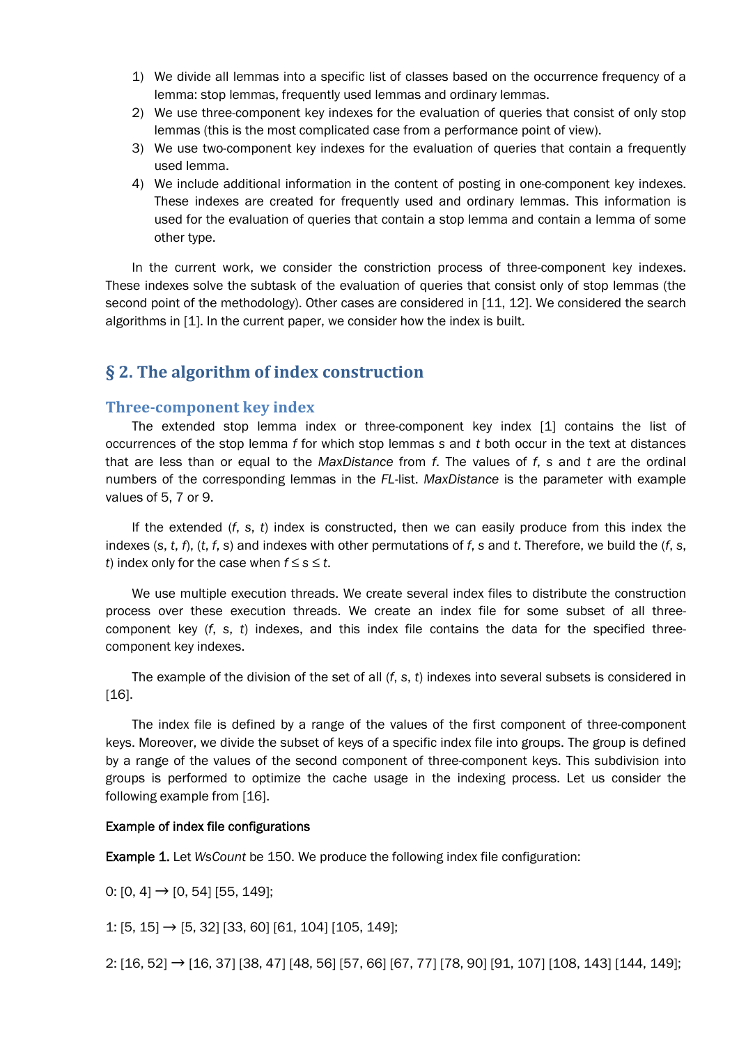1) We divide all lemmas into a specific list of classes based on the occurrence frequency of a lemma: stop lemmas, frequently used lemmas and ordinary lemmas.
2) We use three-component key indexes for the evaluation of queries that consist of only stop lemmas (this is the most complicated case from a performance point of view).
3) We use two-component key indexes for the evaluation of queries that contain a frequently used lemma.
4) We include additional information in the content of posting in one-component key indexes. These indexes are created for frequently used and ordinary lemmas. This information is used for the evaluation of queries that contain a stop lemma and contain a lemma of some other type.

In the current work, we consider the constriction process of three-component key indexes. These indexes solve the subtask of the evaluation of queries that consist only of stop lemmas (the second point of the methodology). Other cases are considered in [11, 12]. We considered the search algorithms in [1]. In the current paper, we consider how the index is built.

## § 2. The algorithm of index construction

### Three-component key index

The extended stop lemma index or three-component key index [1] contains the list of occurrences of the stop lemma *f* for which stop lemmas *s* and *t* both occur in the text at distances that are less than or equal to the *MaxDistance* from *f*. The values of *f*, *s* and *t* are the ordinal numbers of the corresponding lemmas in the *FL*-list. *MaxDistance* is the parameter with example values of 5, 7 or 9.

If the extended (*f*, *s*, *t*) index is constructed, then we can easily produce from this index the indexes (*s*, *t*, *f*), (*t*, *f*, *s*) and indexes with other permutations of *f*, *s* and *t*. Therefore, we build the (*f*, *s*, *t*) index only for the case when $f \leq s \leq t$.

We use multiple execution threads. We create several index files to distribute the construction process over these execution threads. We create an index file for some subset of all three-component key (*f*, *s*, *t*) indexes, and this index file contains the data for the specified three-component key indexes.

The example of the division of the set of all (*f*, *s*, *t*) indexes into several subsets is considered in [16].

The index file is defined by a range of the values of the first component of three-component keys. Moreover, we divide the subset of keys of a specific index file into groups. The group is defined by a range of the values of the second component of three-component keys. This subdivision into groups is performed to optimize the cache usage in the indexing process. Let us consider the following example from [16].

**Example of index file configurations**

**Example 1.** Let *WsCount* be 150. We produce the following index file configuration:

0: [0, 4] → [0, 54] [55, 149];

1: [5, 15] → [5, 32] [33, 60] [61, 104] [105, 149];

2: [16, 52] → [16, 37] [38, 47] [48, 56] [57, 66] [67, 77] [78, 90] [91, 107] [108, 143] [144, 149];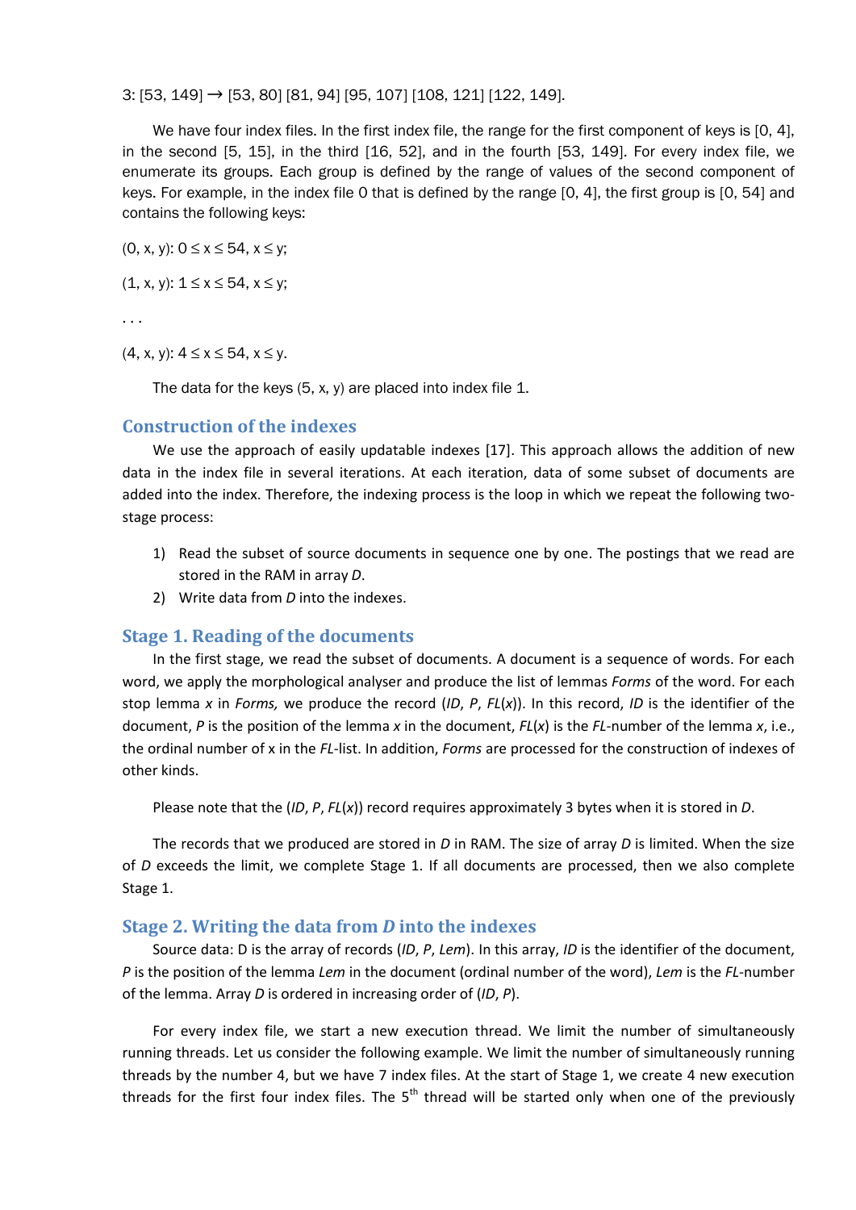3: [53, 149] → [53, 80] [81, 94] [95, 107] [108, 121] [122, 149].

We have four index files. In the first index file, the range for the first component of keys is [0, 4], in the second [5, 15], in the third [16, 52], and in the fourth [53, 149]. For every index file, we enumerate its groups. Each group is defined by the range of values of the second component of keys. For example, in the index file 0 that is defined by the range [0, 4], the first group is [0, 54] and contains the following keys:

(0, x, y): $0 \le x \le 54$, $x \le y$;

(1, x, y): $1 \le x \le 54$, $x \le y$;

. . .

(4, x, y): $4 \le x \le 54$, $x \le y$.

The data for the keys (5, x, y) are placed into index file 1.

## Construction of the indexes

We use the approach of easily updatable indexes [17]. This approach allows the addition of new data in the index file in several iterations. At each iteration, data of some subset of documents are added into the index. Therefore, the indexing process is the loop in which we repeat the following two-stage process:

1) Read the subset of source documents in sequence one by one. The postings that we read are stored in the RAM in array *D*.
2) Write data from *D* into the indexes.

## Stage 1. Reading of the documents

In the first stage, we read the subset of documents. A document is a sequence of words. For each word, we apply the morphological analyser and produce the list of lemmas *Forms* of the word. For each stop lemma *x* in *Forms,* we produce the record (*ID*, *P*, *FL*(*x*)). In this record, *ID* is the identifier of the document, *P* is the position of the lemma *x* in the document, *FL*(*x*) is the *FL*-number of the lemma *x*, i.e., the ordinal number of x in the *FL*-list. In addition, *Forms* are processed for the construction of indexes of other kinds.

Please note that the (*ID*, *P*, *FL*(*x*)) record requires approximately 3 bytes when it is stored in *D*.

The records that we produced are stored in *D* in RAM. The size of array *D* is limited. When the size of *D* exceeds the limit, we complete Stage 1. If all documents are processed, then we also complete Stage 1.

## Stage 2. Writing the data from *D* into the indexes

Source data: D is the array of records (*ID*, *P*, *Lem*). In this array, *ID* is the identifier of the document, *P* is the position of the lemma *Lem* in the document (ordinal number of the word), *Lem* is the *FL*-number of the lemma. Array *D* is ordered in increasing order of (*ID*, *P*).

For every index file, we start a new execution thread. We limit the number of simultaneously running threads. Let us consider the following example. We limit the number of simultaneously running threads by the number 4, but we have 7 index files. At the start of Stage 1, we create 4 new execution threads for the first four index files. The 5th thread will be started only when one of the previously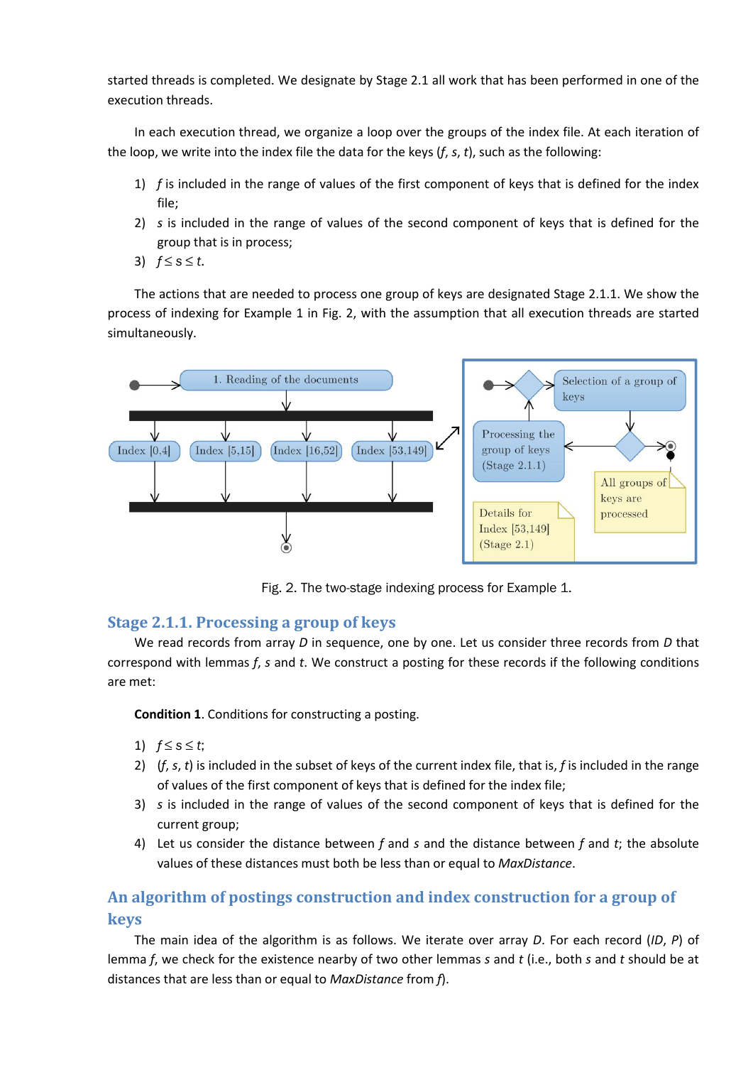started threads is completed. We designate by Stage 2.1 all work that has been performed in one of the execution threads.

In each execution thread, we organize a loop over the groups of the index file. At each iteration of the loop, we write into the index file the data for the keys (*f*, *s*, *t*), such as the following:

1) *f* is included in the range of values of the first component of keys that is defined for the index file;
2) *s* is included in the range of values of the second component of keys that is defined for the group that is in process;
3) $f \leq s \leq t$.

The actions that are needed to process one group of keys are designated Stage 2.1.1. We show the process of indexing for Example 1 in Fig. 2, with the assumption that all execution threads are started simultaneously.

Fig. 2. The two-stage indexing process for Example 1.

## Stage 2.1.1. Processing a group of keys

We read records from array *D* in sequence, one by one. Let us consider three records from *D* that correspond with lemmas *f*, *s* and *t*. We construct a posting for these records if the following conditions are met:

**Condition 1**. Conditions for constructing a posting.

1) $f \leq s \leq t$;
2) (*f*, *s*, *t*) is included in the subset of keys of the current index file, that is, *f* is included in the range of values of the first component of keys that is defined for the index file;
3) *s* is included in the range of values of the second component of keys that is defined for the current group;
4) Let us consider the distance between *f* and *s* and the distance between *f* and *t*; the absolute values of these distances must both be less than or equal to *MaxDistance*.

## An algorithm of postings construction and index construction for a group of keys

The main idea of the algorithm is as follows. We iterate over array *D*. For each record (*ID*, *P*) of lemma *f*, we check for the existence nearby of two other lemmas *s* and *t* (i.e., both *s* and *t* should be at distances that are less than or equal to *MaxDistance* from *f*).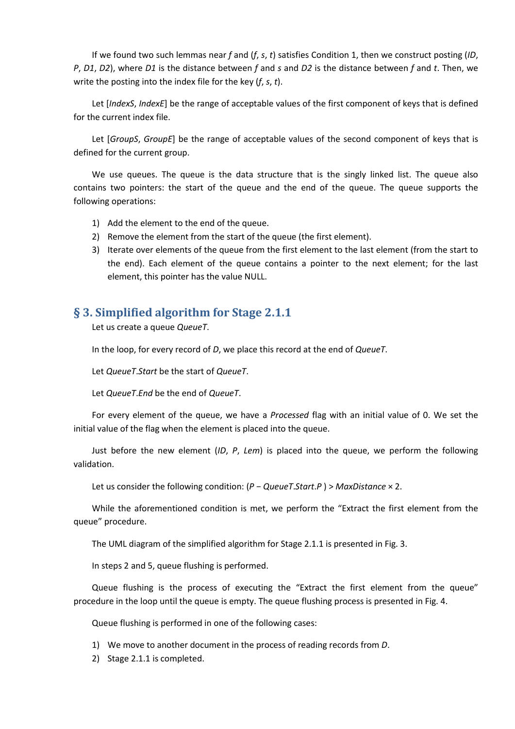If we found two such lemmas near *f* and (*f*, *s*, *t*) satisfies Condition 1, then we construct posting (*ID*, *P*, *D1*, *D2*), where *D1* is the distance between *f* and *s* and *D2* is the distance between *f* and *t*. Then, we write the posting into the index file for the key (*f*, *s*, *t*).

Let [*IndexS*, *IndexE*] be the range of acceptable values of the first component of keys that is defined for the current index file.

Let [*GroupS*, *GroupE*] be the range of acceptable values of the second component of keys that is defined for the current group.

We use queues. The queue is the data structure that is the singly linked list. The queue also contains two pointers: the start of the queue and the end of the queue. The queue supports the following operations:

1) Add the element to the end of the queue.
2) Remove the element from the start of the queue (the first element).
3) Iterate over elements of the queue from the first element to the last element (from the start to the end). Each element of the queue contains a pointer to the next element; for the last element, this pointer has the value NULL.

## § 3. Simplified algorithm for Stage 2.1.1

Let us create a queue *QueueT*.

In the loop, for every record of *D*, we place this record at the end of *QueueT*.

Let *QueueT*.*Start* be the start of *QueueT*.

Let *QueueT*.*End* be the end of *QueueT*.

For every element of the queue, we have a *Processed* flag with an initial value of 0. We set the initial value of the flag when the element is placed into the queue.

Just before the new element (*ID*, *P*, *Lem*) is placed into the queue, we perform the following validation.

Let us consider the following condition: (*P* − *QueueT*.*Start*.*P* ) > *MaxDistance* × 2.

While the aforementioned condition is met, we perform the "Extract the first element from the queue" procedure.

The UML diagram of the simplified algorithm for Stage 2.1.1 is presented in Fig. 3.

In steps 2 and 5, queue flushing is performed.

Queue flushing is the process of executing the "Extract the first element from the queue" procedure in the loop until the queue is empty. The queue flushing process is presented in Fig. 4.

Queue flushing is performed in one of the following cases:

1) We move to another document in the process of reading records from *D*.
2) Stage 2.1.1 is completed.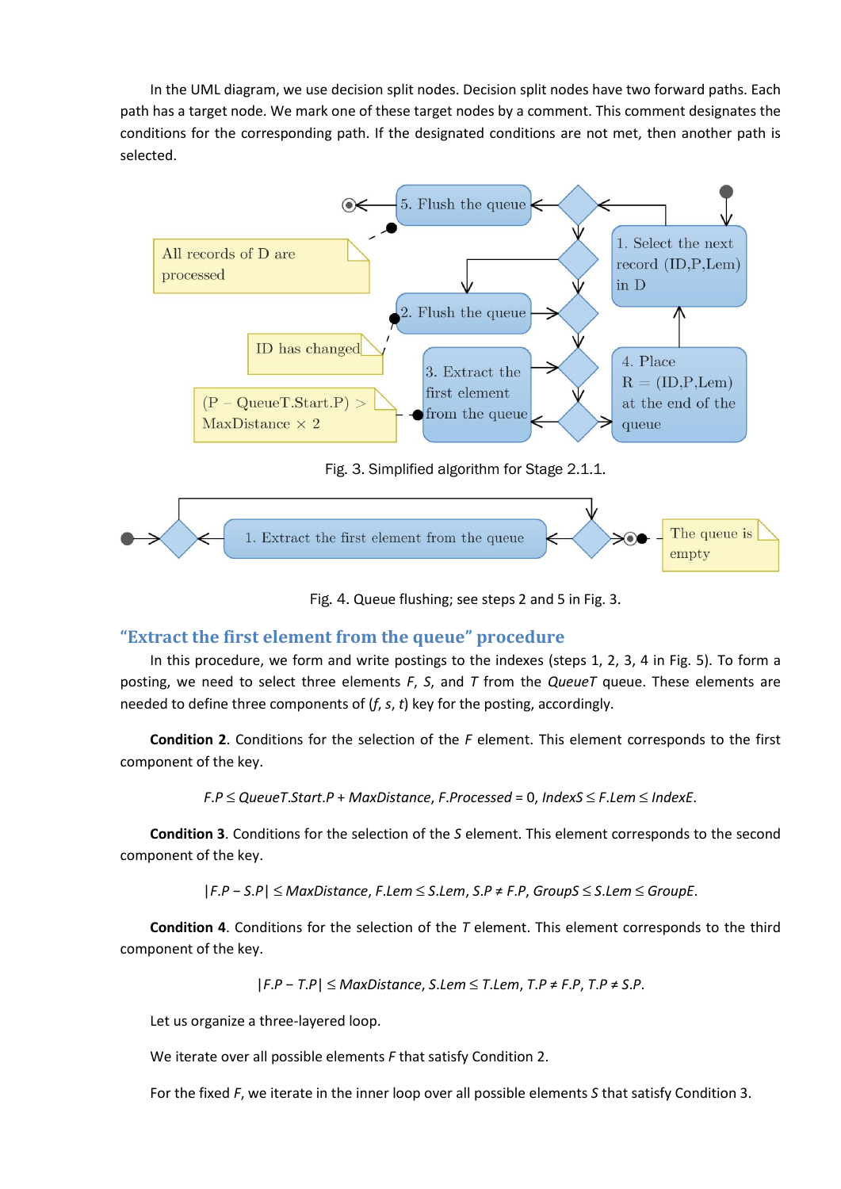In the UML diagram, we use decision split nodes. Decision split nodes have two forward paths. Each path has a target node. We mark one of these target nodes by a comment. This comment designates the conditions for the corresponding path. If the designated conditions are not met, then another path is selected.

Fig. 3. Simplified algorithm for Stage 2.1.1.

Fig. 4. Queue flushing; see steps 2 and 5 in Fig. 3.

## "Extract the first element from the queue" procedure

In this procedure, we form and write postings to the indexes (steps 1, 2, 3, 4 in Fig. 5). To form a posting, we need to select three elements *F*, *S*, and *T* from the *QueueT* queue. These elements are needed to define three components of (*f*, *s*, *t*) key for the posting, accordingly.

**Condition 2**. Conditions for the selection of the *F* element. This element corresponds to the first component of the key.

$$F.P \le QueueT.Start.P + MaxDistance,\ F.Processed = 0,\ IndexS \le F.Lem \le IndexE.$$

**Condition 3**. Conditions for the selection of the *S* element. This element corresponds to the second component of the key.

$$|F.P - S.P| \le MaxDistance,\ F.Lem \le S.Lem,\ S.P \ne F.P,\ GroupS \le S.Lem \le GroupE.$$

**Condition 4**. Conditions for the selection of the *T* element. This element corresponds to the third component of the key.

$$|F.P - T.P| \le MaxDistance,\ S.Lem \le T.Lem,\ T.P \ne F.P,\ T.P \ne S.P.$$

Let us organize a three-layered loop.

We iterate over all possible elements *F* that satisfy Condition 2.

For the fixed *F*, we iterate in the inner loop over all possible elements *S* that satisfy Condition 3.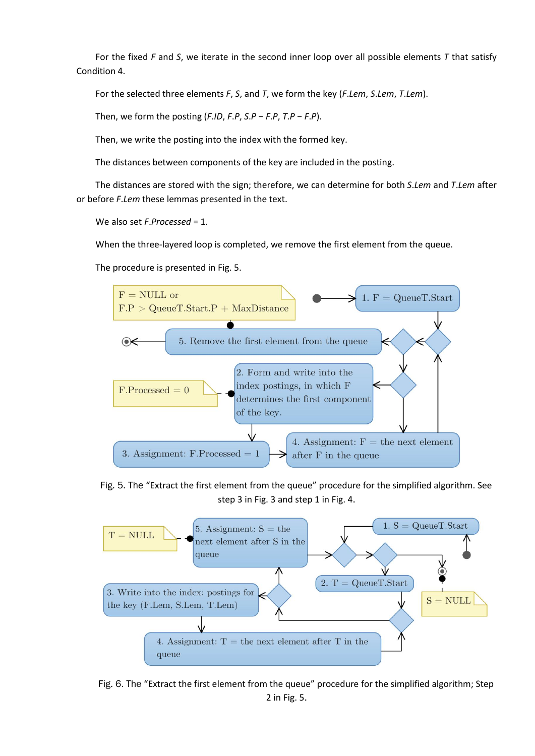For the fixed *F* and *S*, we iterate in the second inner loop over all possible elements *T* that satisfy Condition 4.

For the selected three elements *F*, *S*, and *T*, we form the key (*F.Lem*, *S.Lem*, *T.Lem*).

Then, we form the posting (*F.ID*, *F.P*, *S.P* – *F.P*, *T.P* – *F.P*).

Then, we write the posting into the index with the formed key.

The distances between components of the key are included in the posting.

The distances are stored with the sign; therefore, we can determine for both *S.Lem* and *T.Lem* after or before *F.Lem* these lemmas presented in the text.

We also set *F.Processed* = 1.

When the three-layered loop is completed, we remove the first element from the queue.

The procedure is presented in Fig. 5.

Fig. 5. The “Extract the first element from the queue” procedure for the simplified algorithm. See step 3 in Fig. 3 and step 1 in Fig. 4.

Fig. 6. The “Extract the first element from the queue” procedure for the simplified algorithm; Step 2 in Fig. 5.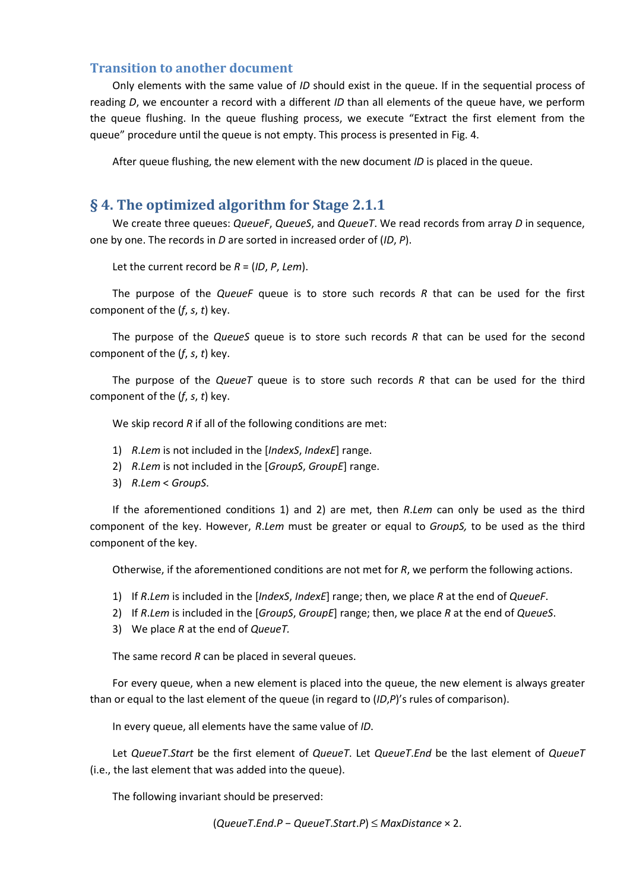### Transition to another document

Only elements with the same value of *ID* should exist in the queue. If in the sequential process of reading *D*, we encounter a record with a different *ID* than all elements of the queue have, we perform the queue flushing. In the queue flushing process, we execute “Extract the first element from the queue” procedure until the queue is not empty. This process is presented in Fig. 4.

After queue flushing, the new element with the new document *ID* is placed in the queue.

## § 4. The optimized algorithm for Stage 2.1.1

We create three queues: *QueueF*, *QueueS*, and *QueueT*. We read records from array *D* in sequence, one by one. The records in *D* are sorted in increased order of (*ID*, *P*).

Let the current record be *R* = (*ID*, *P*, *Lem*).

The purpose of the *QueueF* queue is to store such records *R* that can be used for the first component of the (*f*, *s*, *t*) key.

The purpose of the *QueueS* queue is to store such records *R* that can be used for the second component of the (*f*, *s*, *t*) key.

The purpose of the *QueueT* queue is to store such records *R* that can be used for the third component of the (*f*, *s*, *t*) key.

We skip record *R* if all of the following conditions are met:

1) *R*.*Lem* is not included in the [*IndexS*, *IndexE*] range.
2) *R*.*Lem* is not included in the [*GroupS*, *GroupE*] range.
3) *R*.*Lem* < *GroupS*.

If the aforementioned conditions 1) and 2) are met, then *R*.*Lem* can only be used as the third component of the key. However, *R*.*Lem* must be greater or equal to *GroupS,* to be used as the third component of the key.

Otherwise, if the aforementioned conditions are not met for *R*, we perform the following actions.

1) If *R*.*Lem* is included in the [*IndexS*, *IndexE*] range; then, we place *R* at the end of *QueueF*.
2) If *R*.*Lem* is included in the [*GroupS*, *GroupE*] range; then, we place *R* at the end of *QueueS*.
3) We place *R* at the end of *QueueT.*

The same record *R* can be placed in several queues.

For every queue, when a new element is placed into the queue, the new element is always greater than or equal to the last element of the queue (in regard to (*ID*,*P*)’s rules of comparison).

In every queue, all elements have the same value of *ID*.

Let *QueueT*.*Start* be the first element of *QueueT*. Let *QueueT*.*End* be the last element of *QueueT* (i.e., the last element that was added into the queue).

The following invariant should be preserved:

$$(QueueT.End.P - QueueT.Start.P) \leq MaxDistance \times 2.$$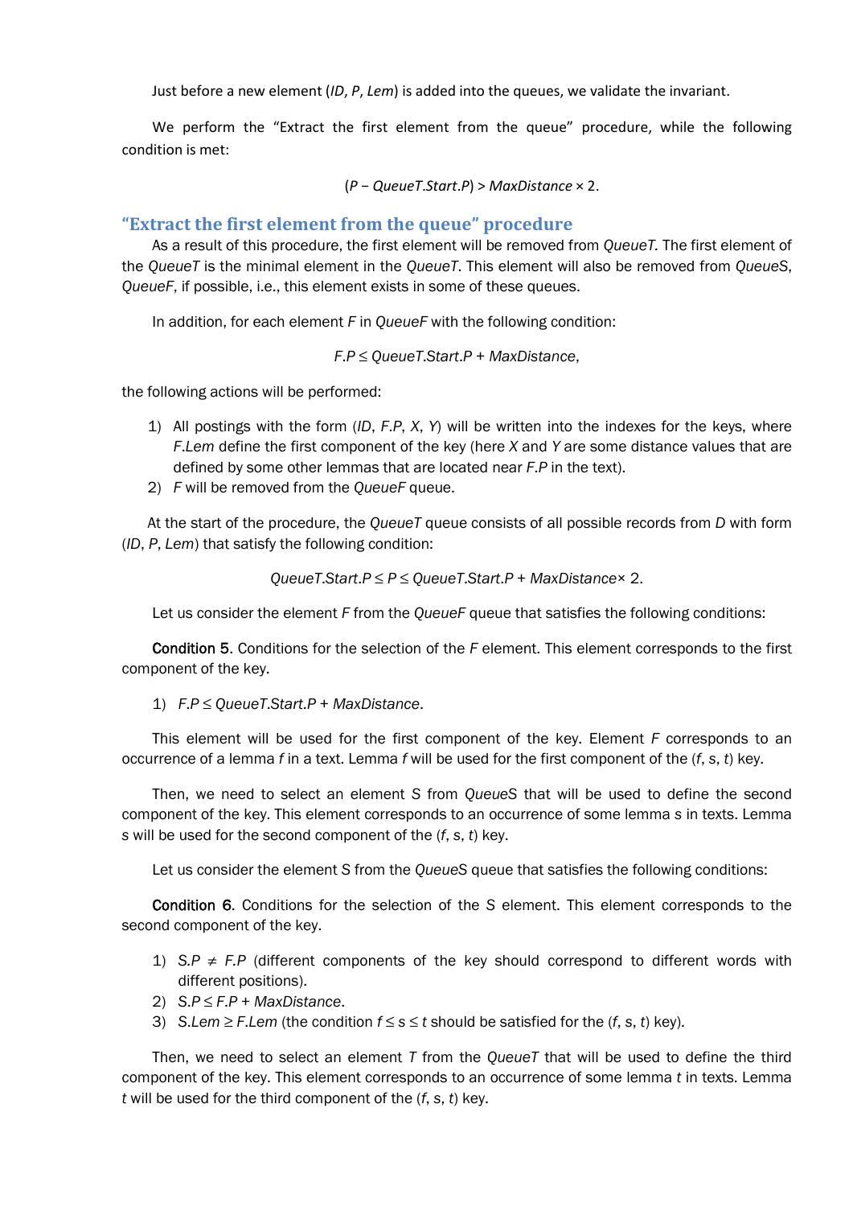Just before a new element (*ID*, *P*, *Lem*) is added into the queues, we validate the invariant.

We perform the "Extract the first element from the queue" procedure, while the following condition is met:

$$(P - QueueT.Start.P) > MaxDistance \times 2.$$

### "Extract the first element from the queue" procedure

As a result of this procedure, the first element will be removed from *QueueT*. The first element of the *QueueT* is the minimal element in the *QueueT*. This element will also be removed from *QueueS*, *QueueF*, if possible, i.e., this element exists in some of these queues.

In addition, for each element *F* in *QueueF* with the following condition:

$$F.P \leq QueueT.Start.P + MaxDistance,$$

the following actions will be performed:

1) All postings with the form (*ID*, *F.P*, *X*, *Y*) will be written into the indexes for the keys, where *F.Lem* define the first component of the key (here *X* and *Y* are some distance values that are defined by some other lemmas that are located near *F.P* in the text).
2) *F* will be removed from the *QueueF* queue.

At the start of the procedure, the *QueueT* queue consists of all possible records from *D* with form (*ID*, *P*, *Lem*) that satisfy the following condition:

$$QueueT.Start.P \leq P \leq QueueT.Start.P + MaxDistance \times 2.$$

Let us consider the element *F* from the *QueueF* queue that satisfies the following conditions:

**Condition 5**. Conditions for the selection of the *F* element. This element corresponds to the first component of the key.

1) $F.P \leq QueueT.Start.P + MaxDistance$.

This element will be used for the first component of the key. Element *F* corresponds to an occurrence of a lemma *f* in a text. Lemma *f* will be used for the first component of the (*f*, *s*, *t*) key.

Then, we need to select an element S from *QueueS* that will be used to define the second component of the key. This element corresponds to an occurrence of some lemma *s* in texts. Lemma *s* will be used for the second component of the (*f*, *s*, *t*) key.

Let us consider the element S from the *QueueS* queue that satisfies the following conditions:

**Condition 6**. Conditions for the selection of the *S* element. This element corresponds to the second component of the key.

1) $S.P \neq F.P$ (different components of the key should correspond to different words with different positions).
2) $S.P \leq F.P + MaxDistance$.
3) $S.Lem \geq F.Lem$ (the condition $f \leq s \leq t$ should be satisfied for the (*f*, *s*, *t*) key).

Then, we need to select an element *T* from the *QueueT* that will be used to define the third component of the key. This element corresponds to an occurrence of some lemma *t* in texts. Lemma *t* will be used for the third component of the (*f*, *s*, *t*) key.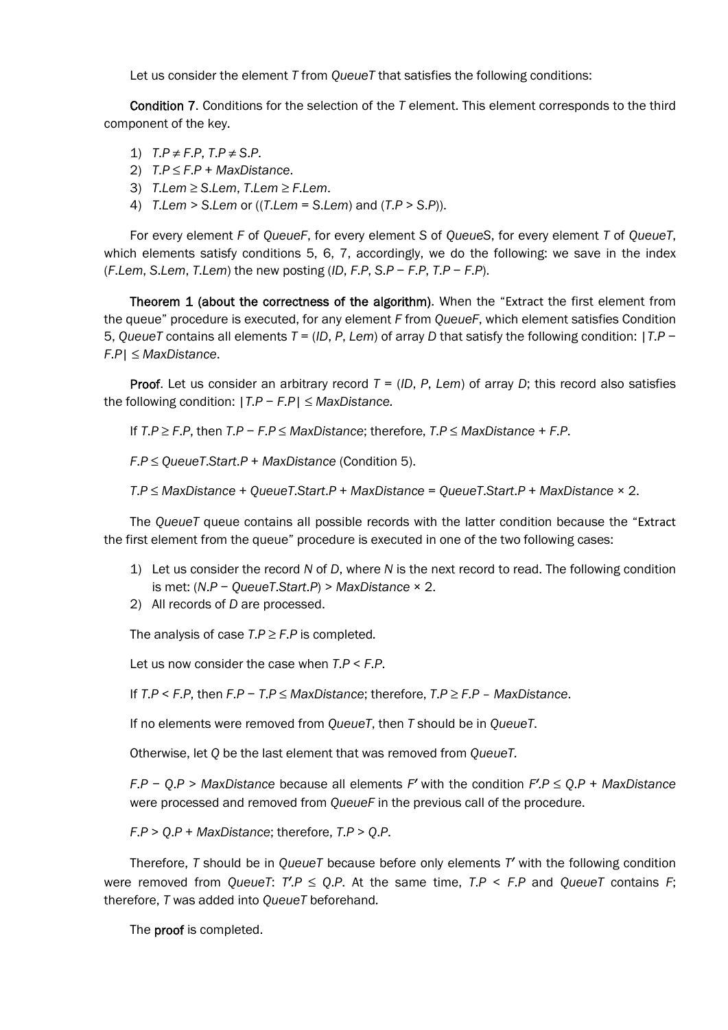Let us consider the element $T$ from *QueueT* that satisfies the following conditions:

**Condition 7**. Conditions for the selection of the $T$ element. This element corresponds to the third component of the key.

1) $T.P \neq F.P$, $T.P \neq S.P$.
2) $T.P \leq F.P + MaxDistance$.
3) $T.Lem \geq S.Lem$, $T.Lem \geq F.Lem$.
4) $T.Lem > S.Lem$ or $((T.Lem = S.Lem)$ and $(T.P > S.P))$.

For every element $F$ of *QueueF*, for every element $S$ of *QueueS*, for every element $T$ of *QueueT*, which elements satisfy conditions 5, 6, 7, accordingly, we do the following: we save in the index $(F.Lem, S.Lem, T.Lem)$ the new posting $(ID, F.P, S.P - F.P, T.P - F.P)$.

**Theorem 1 (about the correctness of the algorithm)**. When the "Extract the first element from the queue" procedure is executed, for any element $F$ from *QueueF*, which element satisfies Condition 5, *QueueT* contains all elements $T = (ID, P, Lem)$ of array $D$ that satisfy the following condition: $|T.P - F.P| \leq MaxDistance$.

**Proof**. Let us consider an arbitrary record $T = (ID, P, Lem)$ of array $D$; this record also satisfies the following condition: $|T.P - F.P| \leq MaxDistance$.

If $T.P \geq F.P$, then $T.P - F.P \leq MaxDistance$; therefore, $T.P \leq MaxDistance + F.P$.

$F.P \leq QueueT.Start.P + MaxDistance$ (Condition 5).

$T.P \leq MaxDistance + QueueT.Start.P + MaxDistance = QueueT.Start.P + MaxDistance \times 2$.

The *QueueT* queue contains all possible records with the latter condition because the "Extract the first element from the queue" procedure is executed in one of the two following cases:

1) Let us consider the record $N$ of $D$, where $N$ is the next record to read. The following condition is met: $(N.P - QueueT.Start.P) > MaxDistance \times 2$.
2) All records of $D$ are processed.

The analysis of case $T.P \geq F.P$ is completed.

Let us now consider the case when $T.P < F.P$.

If $T.P < F.P$, then $F.P - T.P \leq MaxDistance$; therefore, $T.P \geq F.P - MaxDistance$.

If no elements were removed from *QueueT*, then $T$ should be in *QueueT*.

Otherwise, let $Q$ be the last element that was removed from *QueueT*.

$F.P - Q.P > MaxDistance$ because all elements $F'$ with the condition $F'.P \leq Q.P + MaxDistance$ were processed and removed from *QueueF* in the previous call of the procedure.

$F.P > Q.P + MaxDistance$; therefore, $T.P > Q.P$.

Therefore, $T$ should be in *QueueT* because before only elements $T'$ with the following condition were removed from *QueueT*: $T'.P \leq Q.P$. At the same time, $T.P < F.P$ and *QueueT* contains $F$; therefore, $T$ was added into *QueueT* beforehand.

The **proof** is completed.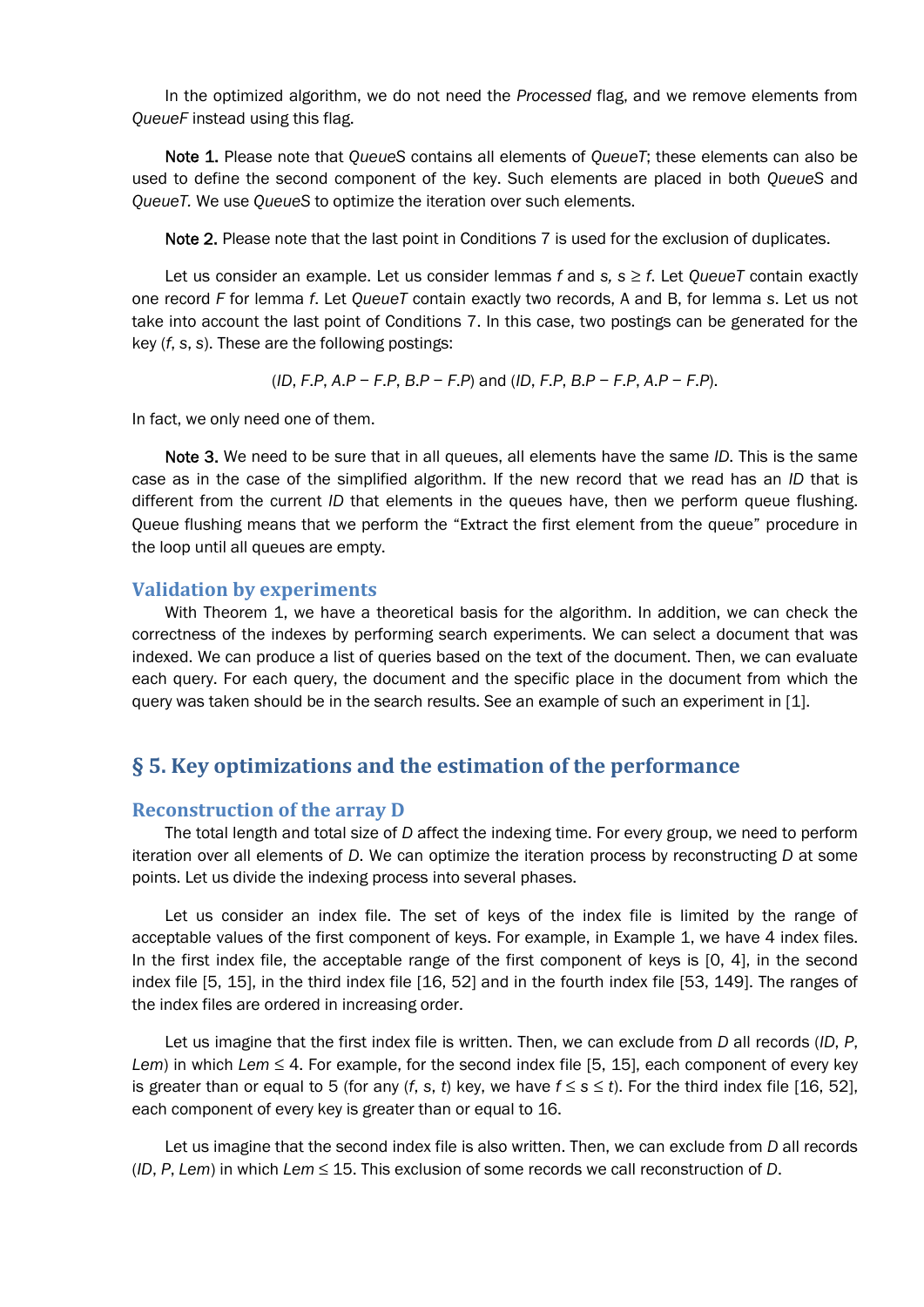In the optimized algorithm, we do not need the *Processed* flag, and we remove elements from *QueueF* instead using this flag.

**Note 1.** Please note that *QueueS* contains all elements of *QueueT*; these elements can also be used to define the second component of the key. Such elements are placed in both *QueueS* and *QueueT*. We use *QueueS* to optimize the iteration over such elements.

**Note 2.** Please note that the last point in Conditions 7 is used for the exclusion of duplicates.

Let us consider an example. Let us consider lemmas $f$ and $s$, $s \geq f$. Let *QueueT* contain exactly one record $F$ for lemma $f$. Let *QueueT* contain exactly two records, A and B, for lemma $s$. Let us not take into account the last point of Conditions 7. In this case, two postings can be generated for the key $(f, s, s)$. These are the following postings:

$$(ID, F.P, A.P - F.P, B.P - F.P) \text{ and } (ID, F.P, B.P - F.P, A.P - F.P).$$

In fact, we only need one of them.

**Note 3.** We need to be sure that in all queues, all elements have the same *ID*. This is the same case as in the case of the simplified algorithm. If the new record that we read has an *ID* that is different from the current *ID* that elements in the queues have, then we perform queue flushing. Queue flushing means that we perform the “Extract the first element from the queue” procedure in the loop until all queues are empty.

### Validation by experiments

With Theorem 1, we have a theoretical basis for the algorithm. In addition, we can check the correctness of the indexes by performing search experiments. We can select a document that was indexed. We can produce a list of queries based on the text of the document. Then, we can evaluate each query. For each query, the document and the specific place in the document from which the query was taken should be in the search results. See an example of such an experiment in [1].

## § 5. Key optimizations and the estimation of the performance

### Reconstruction of the array D

The total length and total size of *D* affect the indexing time. For every group, we need to perform iteration over all elements of *D*. We can optimize the iteration process by reconstructing *D* at some points. Let us divide the indexing process into several phases.

Let us consider an index file. The set of keys of the index file is limited by the range of acceptable values of the first component of keys. For example, in Example 1, we have 4 index files. In the first index file, the acceptable range of the first component of keys is [0, 4], in the second index file [5, 15], in the third index file [16, 52] and in the fourth index file [53, 149]. The ranges of the index files are ordered in increasing order.

Let us imagine that the first index file is written. Then, we can exclude from *D* all records (*ID*, *P*, *Lem*) in which $Lem \leq 4$. For example, for the second index file [5, 15], each component of every key is greater than or equal to 5 (for any $(f, s, t)$ key, we have $f \leq s \leq t$). For the third index file [16, 52], each component of every key is greater than or equal to 16.

Let us imagine that the second index file is also written. Then, we can exclude from *D* all records (*ID*, *P*, *Lem*) in which $Lem \leq 15$. This exclusion of some records we call reconstruction of *D*.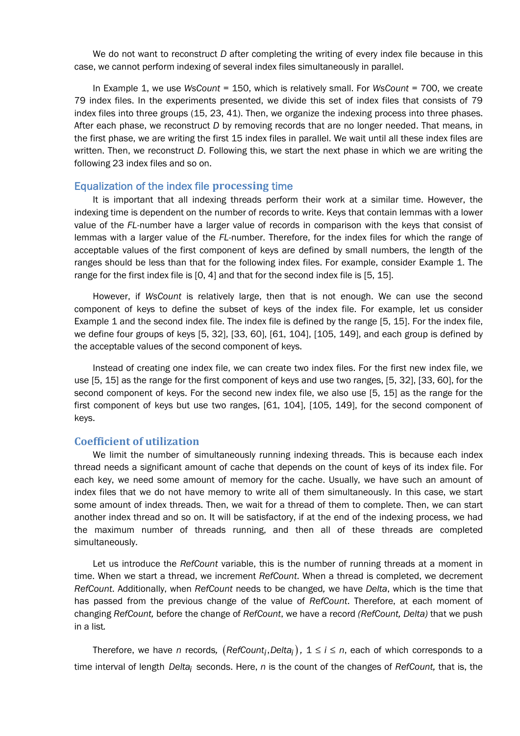We do not want to reconstruct *D* after completing the writing of every index file because in this case, we cannot perform indexing of several index files simultaneously in parallel.

In Example 1, we use *WsCount* = 150, which is relatively small. For *WsCount* = 700, we create 79 index files. In the experiments presented, we divide this set of index files that consists of 79 index files into three groups (15, 23, 41). Then, we organize the indexing process into three phases. After each phase, we reconstruct *D* by removing records that are no longer needed. That means, in the first phase, we are writing the first 15 index files in parallel. We wait until all these index files are written. Then, we reconstruct *D*. Following this, we start the next phase in which we are writing the following 23 index files and so on.

### Equalization of the index file processing time

It is important that all indexing threads perform their work at a similar time. However, the indexing time is dependent on the number of records to write. Keys that contain lemmas with a lower value of the *FL*-number have a larger value of records in comparison with the keys that consist of lemmas with a larger value of the *FL*-number. Therefore, for the index files for which the range of acceptable values of the first component of keys are defined by small numbers, the length of the ranges should be less than that for the following index files. For example, consider Example 1. The range for the first index file is [0, 4] and that for the second index file is [5, 15].

However, if *WsCount* is relatively large, then that is not enough. We can use the second component of keys to define the subset of keys of the index file. For example, let us consider Example 1 and the second index file. The index file is defined by the range [5, 15]. For the index file, we define four groups of keys [5, 32], [33, 60], [61, 104], [105, 149], and each group is defined by the acceptable values of the second component of keys.

Instead of creating one index file, we can create two index files. For the first new index file, we use [5, 15] as the range for the first component of keys and use two ranges, [5, 32], [33, 60], for the second component of keys. For the second new index file, we also use [5, 15] as the range for the first component of keys but use two ranges, [61, 104], [105, 149], for the second component of keys.

### Coefficient of utilization

We limit the number of simultaneously running indexing threads. This is because each index thread needs a significant amount of cache that depends on the count of keys of its index file. For each key, we need some amount of memory for the cache. Usually, we have such an amount of index files that we do not have memory to write all of them simultaneously. In this case, we start some amount of index threads. Then, we wait for a thread of them to complete. Then, we can start another index thread and so on. It will be satisfactory, if at the end of the indexing process, we had the maximum number of threads running, and then all of these threads are completed simultaneously.

Let us introduce the *RefCount* variable, this is the number of running threads at a moment in time. When we start a thread, we increment *RefCount*. When a thread is completed, we decrement *RefCount*. Additionally, when *RefCount* needs to be changed, we have *Delta*, which is the time that has passed from the previous change of the value of *RefCount*. Therefore, at each moment of changing *RefCount,* before the change of *RefCount*, we have a record *(RefCount, Delta)* that we push in a list.

Therefore, we have *n* records, $(RefCount_i, Delta_i)$, $1 \le i \le n$, each of which corresponds to a time interval of length $Delta_i$ seconds. Here, *n* is the count of the changes of *RefCount,* that is, the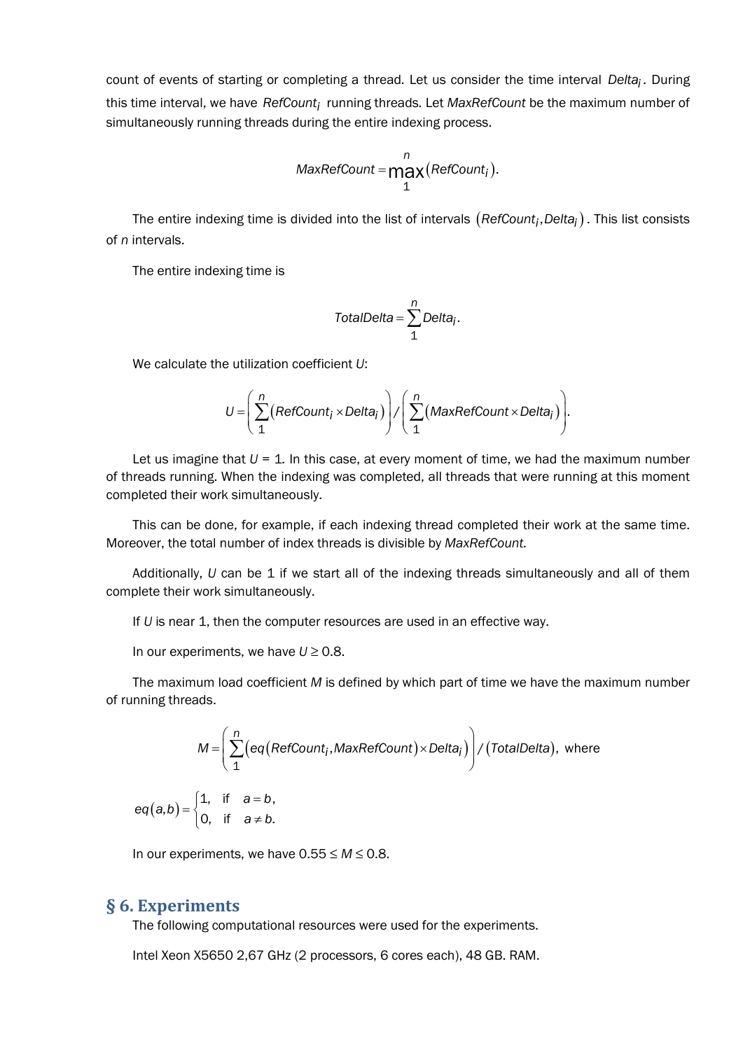count of events of starting or completing a thread. Let us consider the time interval $Delta_i$. During this time interval, we have $RefCount_i$ running threads. Let *MaxRefCount* be the maximum number of simultaneously running threads during the entire indexing process.

$$MaxRefCount = \max_{1}^{n}(RefCount_i).$$

The entire indexing time is divided into the list of intervals $(RefCount_i, Delta_i)$. This list consists of *n* intervals.

The entire indexing time is

$$TotalDelta = \sum_{1}^{n} Delta_i.$$

We calculate the utilization coefficient *U*:

$$U = \left(\sum_{1}^{n}(RefCount_i \times Delta_i)\right) / \left(\sum_{1}^{n}(MaxRefCount \times Delta_i)\right).$$

Let us imagine that $U = 1$. In this case, at every moment of time, we had the maximum number of threads running. When the indexing was completed, all threads that were running at this moment completed their work simultaneously.

This can be done, for example, if each indexing thread completed their work at the same time. Moreover, the total number of index threads is divisible by *MaxRefCount.*

Additionally, *U* can be 1 if we start all of the indexing threads simultaneously and all of them complete their work simultaneously.

If *U* is near 1, then the computer resources are used in an effective way.

In our experiments, we have $U \geq 0.8$.

The maximum load coefficient *M* is defined by which part of time we have the maximum number of running threads.

$$M = \left(\sum_{1}^{n}(eq(RefCount_i, MaxRefCount) \times Delta_i)\right) / (TotalDelta), \text{ where}$$

$$eq(a,b) = \begin{cases} 1, & \text{if } a = b, \\ 0, & \text{if } a \neq b. \end{cases}$$

In our experiments, we have $0.55 \leq M \leq 0.8$.

## § 6. Experiments

The following computational resources were used for the experiments.

Intel Xeon X5650 2,67 GHz (2 processors, 6 cores each), 48 GB. RAM.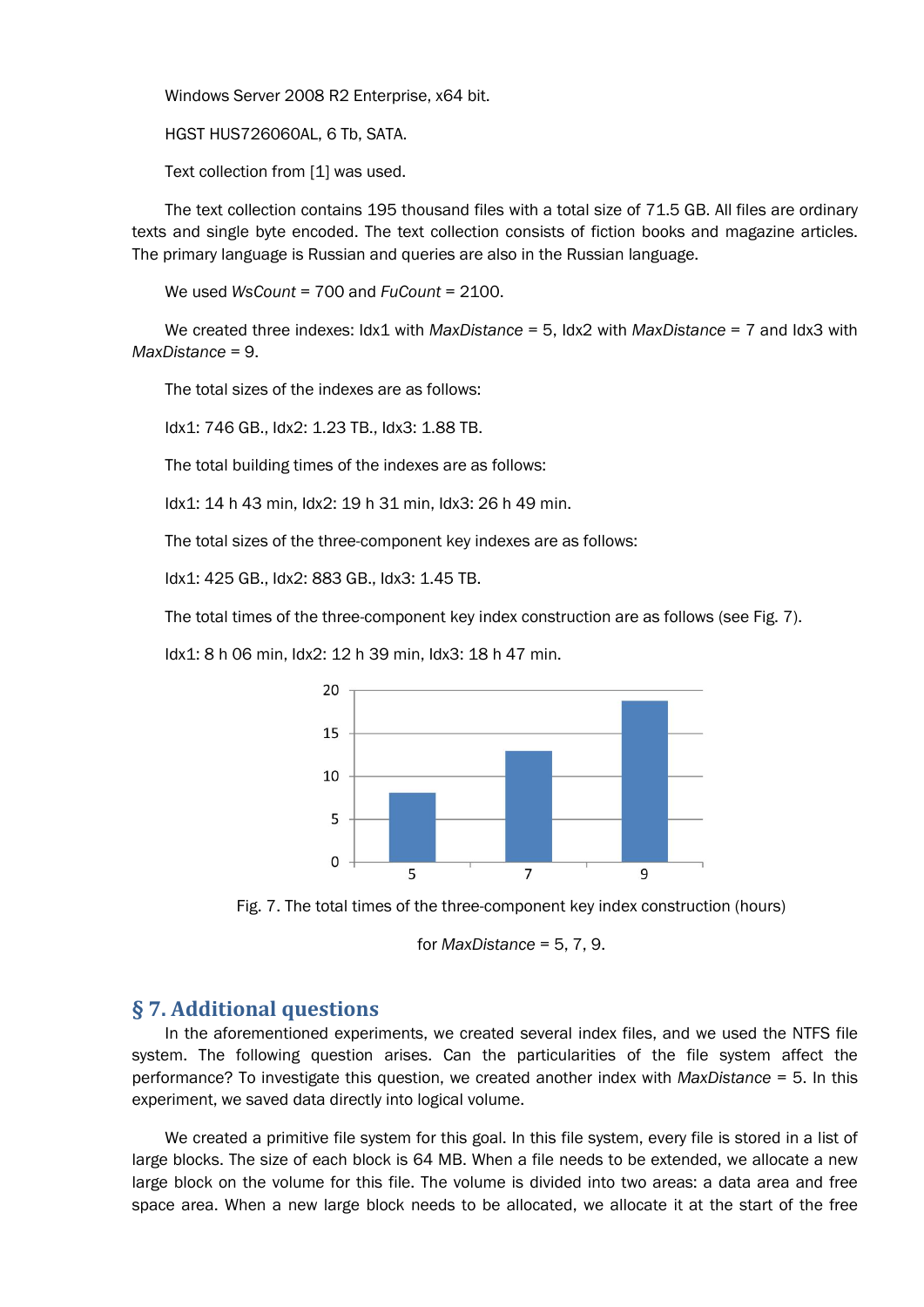Windows Server 2008 R2 Enterprise, x64 bit.

HGST HUS726060AL, 6 Tb, SATA.

Text collection from [1] was used.

The text collection contains 195 thousand files with a total size of 71.5 GB. All files are ordinary texts and single byte encoded. The text collection consists of fiction books and magazine articles. The primary language is Russian and queries are also in the Russian language.

We used *WsCount* = 700 and *FuCount* = 2100.

We created three indexes: Idx1 with *MaxDistance* = 5, Idx2 with *MaxDistance* = 7 and Idx3 with *MaxDistance* = 9.

The total sizes of the indexes are as follows:

Idx1: 746 GB., Idx2: 1.23 TB., Idx3: 1.88 TB.

The total building times of the indexes are as follows:

Idx1: 14 h 43 min, Idx2: 19 h 31 min, Idx3: 26 h 49 min.

The total sizes of the three-component key indexes are as follows:

Idx1: 425 GB., Idx2: 883 GB., Idx3: 1.45 TB.

The total times of the three-component key index construction are as follows (see Fig. 7).

Idx1: 8 h 06 min, Idx2: 12 h 39 min, Idx3: 18 h 47 min.

Fig. 7. The total times of the three-component key index construction (hours) for *MaxDistance* = 5, 7, 9.

## § 7. Additional questions

In the aforementioned experiments, we created several index files, and we used the NTFS file system. The following question arises. Can the particularities of the file system affect the performance? To investigate this question, we created another index with *MaxDistance* = 5. In this experiment, we saved data directly into logical volume.

We created a primitive file system for this goal. In this file system, every file is stored in a list of large blocks. The size of each block is 64 MB. When a file needs to be extended, we allocate a new large block on the volume for this file. The volume is divided into two areas: a data area and free space area. When a new large block needs to be allocated, we allocate it at the start of the free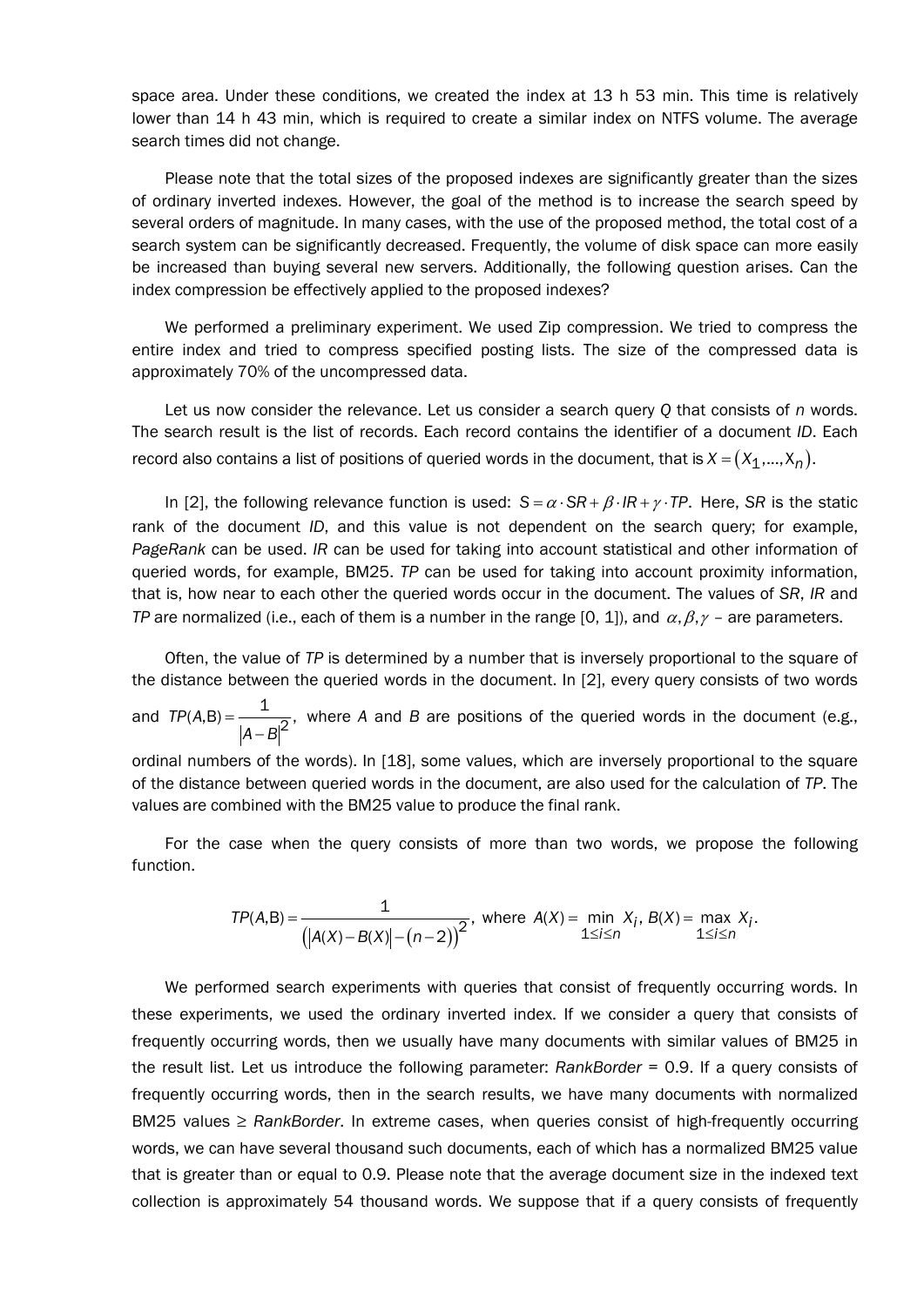space area. Under these conditions, we created the index at 13 h 53 min. This time is relatively lower than 14 h 43 min, which is required to create a similar index on NTFS volume. The average search times did not change.

Please note that the total sizes of the proposed indexes are significantly greater than the sizes of ordinary inverted indexes. However, the goal of the method is to increase the search speed by several orders of magnitude. In many cases, with the use of the proposed method, the total cost of a search system can be significantly decreased. Frequently, the volume of disk space can more easily be increased than buying several new servers. Additionally, the following question arises. Can the index compression be effectively applied to the proposed indexes?

We performed a preliminary experiment. We used Zip compression. We tried to compress the entire index and tried to compress specified posting lists. The size of the compressed data is approximately 70% of the uncompressed data.

Let us now consider the relevance. Let us consider a search query *Q* that consists of *n* words. The search result is the list of records. Each record contains the identifier of a document *ID*. Each record also contains a list of positions of queried words in the document, that is $X = (X_1, \ldots, X_n)$.

In [2], the following relevance function is used: $S = \alpha \cdot SR + \beta \cdot IR + \gamma \cdot TP$. Here, *SR* is the static rank of the document *ID*, and this value is not dependent on the search query; for example, *PageRank* can be used. *IR* can be used for taking into account statistical and other information of queried words, for example, BM25. *TP* can be used for taking into account proximity information, that is, how near to each other the queried words occur in the document. The values of *SR*, *IR* and *TP* are normalized (i.e., each of them is a number in the range [0, 1]), and $\alpha, \beta, \gamma$ – are parameters.

Often, the value of *TP* is determined by a number that is inversely proportional to the square of the distance between the queried words in the document. In [2], every query consists of two words and $TP(A,B) = \frac{1}{|A-B|^2}$, where *A* and *B* are positions of the queried words in the document (e.g., ordinal numbers of the words). In [18], some values, which are inversely proportional to the square of the distance between queried words in the document, are also used for the calculation of *TP*. The values are combined with the BM25 value to produce the final rank.

For the case when the query consists of more than two words, we propose the following function.

$$TP(A,B) = \frac{1}{\left(|A(X) - B(X)| - (n-2)\right)^2}, \text{ where } A(X) = \min_{1 \le i \le n} X_i,\ B(X) = \max_{1 \le i \le n} X_i.$$

We performed search experiments with queries that consist of frequently occurring words. In these experiments, we used the ordinary inverted index. If we consider a query that consists of frequently occurring words, then we usually have many documents with similar values of BM25 in the result list. Let us introduce the following parameter: *RankBorder* = 0.9. If a query consists of frequently occurring words, then in the search results, we have many documents with normalized BM25 values ≥ *RankBorder*. In extreme cases, when queries consist of high-frequently occurring words, we can have several thousand such documents, each of which has a normalized BM25 value that is greater than or equal to 0.9. Please note that the average document size in the indexed text collection is approximately 54 thousand words. We suppose that if a query consists of frequently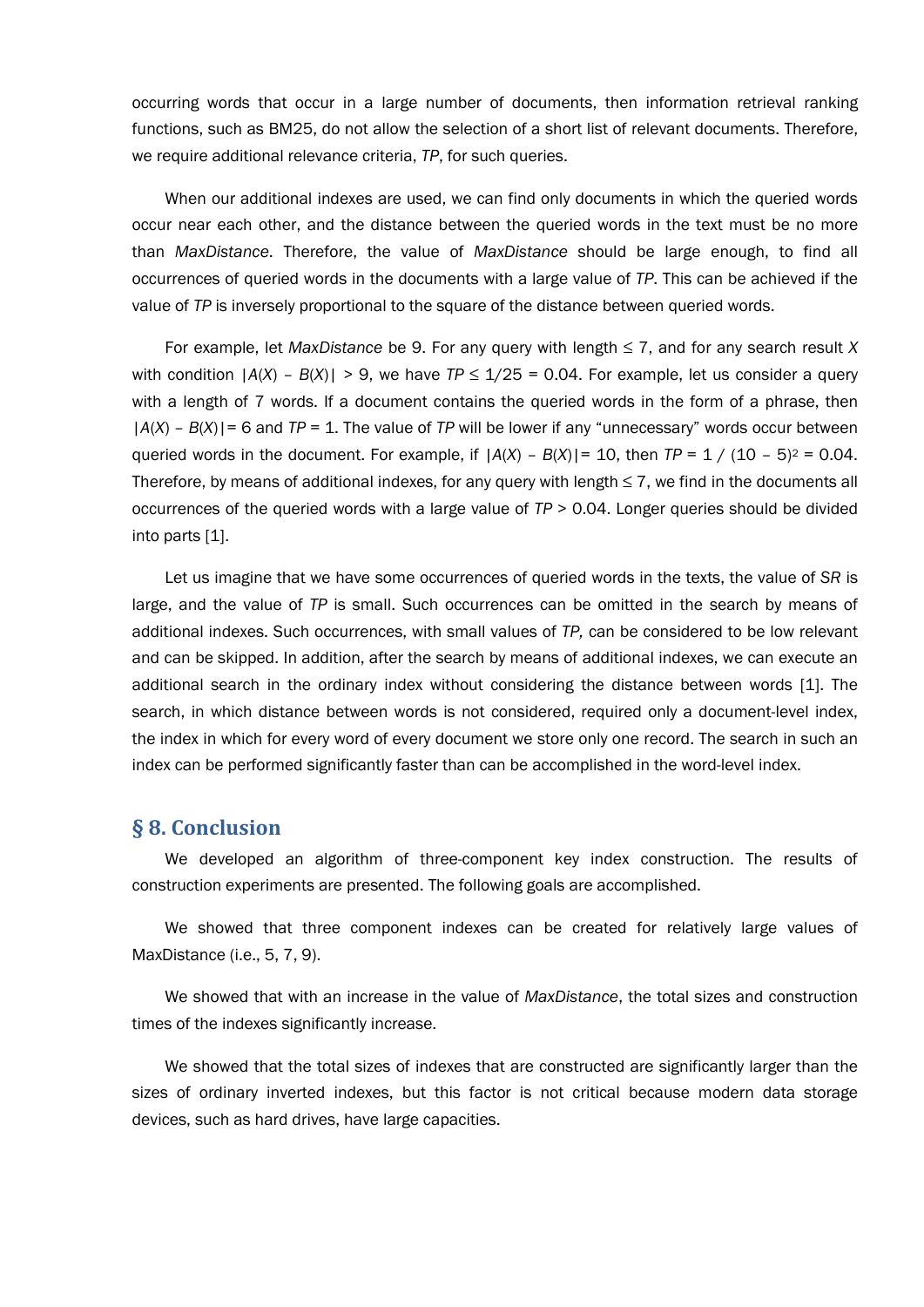occurring words that occur in a large number of documents, then information retrieval ranking functions, such as BM25, do not allow the selection of a short list of relevant documents. Therefore, we require additional relevance criteria, *TP*, for such queries.

When our additional indexes are used, we can find only documents in which the queried words occur near each other, and the distance between the queried words in the text must be no more than *MaxDistance*. Therefore, the value of *MaxDistance* should be large enough, to find all occurrences of queried words in the documents with a large value of *TP*. This can be achieved if the value of *TP* is inversely proportional to the square of the distance between queried words.

For example, let *MaxDistance* be 9. For any query with length $\leq 7$, and for any search result $X$ with condition $|A(X) - B(X)| > 9$, we have $TP \leq 1/25 = 0.04$. For example, let us consider a query with a length of 7 words. If a document contains the queried words in the form of a phrase, then $|A(X) - B(X)| = 6$ and $TP = 1$. The value of *TP* will be lower if any "unnecessary" words occur between queried words in the document. For example, if $|A(X) - B(X)| = 10$, then $TP = 1 / (10 - 5)^2 = 0.04$. Therefore, by means of additional indexes, for any query with length $\leq 7$, we find in the documents all occurrences of the queried words with a large value of $TP > 0.04$. Longer queries should be divided into parts [1].

Let us imagine that we have some occurrences of queried words in the texts, the value of *SR* is large, and the value of *TP* is small. Such occurrences can be omitted in the search by means of additional indexes. Such occurrences, with small values of *TP,* can be considered to be low relevant and can be skipped. In addition, after the search by means of additional indexes, we can execute an additional search in the ordinary index without considering the distance between words [1]. The search, in which distance between words is not considered, required only a document-level index, the index in which for every word of every document we store only one record. The search in such an index can be performed significantly faster than can be accomplished in the word-level index.

## § 8. Conclusion

We developed an algorithm of three-component key index construction. The results of construction experiments are presented. The following goals are accomplished.

We showed that three component indexes can be created for relatively large values of MaxDistance (i.e., 5, 7, 9).

We showed that with an increase in the value of *MaxDistance*, the total sizes and construction times of the indexes significantly increase.

We showed that the total sizes of indexes that are constructed are significantly larger than the sizes of ordinary inverted indexes, but this factor is not critical because modern data storage devices, such as hard drives, have large capacities.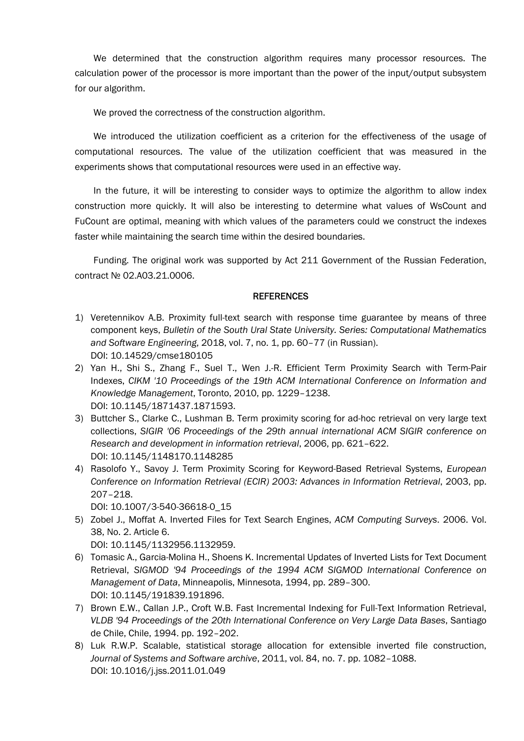We determined that the construction algorithm requires many processor resources. The calculation power of the processor is more important than the power of the input/output subsystem for our algorithm.

We proved the correctness of the construction algorithm.

We introduced the utilization coefficient as a criterion for the effectiveness of the usage of computational resources. The value of the utilization coefficient that was measured in the experiments shows that computational resources were used in an effective way.

In the future, it will be interesting to consider ways to optimize the algorithm to allow index construction more quickly. It will also be interesting to determine what values of WsCount and FuCount are optimal, meaning with which values of the parameters could we construct the indexes faster while maintaining the search time within the desired boundaries.

Funding. The original work was supported by Act 211 Government of the Russian Federation, contract № 02.A03.21.0006.

## REFERENCES

1) Veretennikov A.B. Proximity full-text search with response time guarantee by means of three component keys, *Bulletin of the South Ural State University. Series: Computational Mathematics and Software Engineering*, 2018, vol. 7, no. 1, pp. 60–77 (in Russian). DOI: 10.14529/cmse180105
2) Yan H., Shi S., Zhang F., Suel T., Wen J.-R. Efficient Term Proximity Search with Term-Pair Indexes, *CIKM '10 Proceedings of the 19th ACM International Conference on Information and Knowledge Management*, Toronto, 2010, pp. 1229–1238. DOI: 10.1145/1871437.1871593.
3) Buttcher S., Clarke C., Lushman B. Term proximity scoring for ad-hoc retrieval on very large text collections, *SIGIR '06 Proceedings of the 29th annual international ACM SIGIR conference on Research and development in information retrieval*, 2006, pp. 621–622. DOI: 10.1145/1148170.1148285
4) Rasolofo Y., Savoy J. Term Proximity Scoring for Keyword-Based Retrieval Systems, *European Conference on Information Retrieval (ECIR) 2003: Advances in Information Retrieval*, 2003, pp. 207–218. DOI: 10.1007/3-540-36618-0_15
5) Zobel J., Moffat A. Inverted Files for Text Search Engines, *ACM Computing Surveys*. 2006. Vol. 38, No. 2. Article 6. DOI: 10.1145/1132956.1132959.
6) Tomasic A., Garcia-Molina H., Shoens K. Incremental Updates of Inverted Lists for Text Document Retrieval, *SIGMOD '94 Proceedings of the 1994 ACM SIGMOD International Conference on Management of Data*, Minneapolis, Minnesota, 1994, pp. 289–300. DOI: 10.1145/191839.191896.
7) Brown E.W., Callan J.P., Croft W.B. Fast Incremental Indexing for Full-Text Information Retrieval, *VLDB '94 Proceedings of the 20th International Conference on Very Large Data Bases*, Santiago de Chile, Chile, 1994. pp. 192–202.
8) Luk R.W.P. Scalable, statistical storage allocation for extensible inverted file construction, *Journal of Systems and Software archive*, 2011, vol. 84, no. 7. pp. 1082–1088. DOI: 10.1016/j.jss.2011.01.049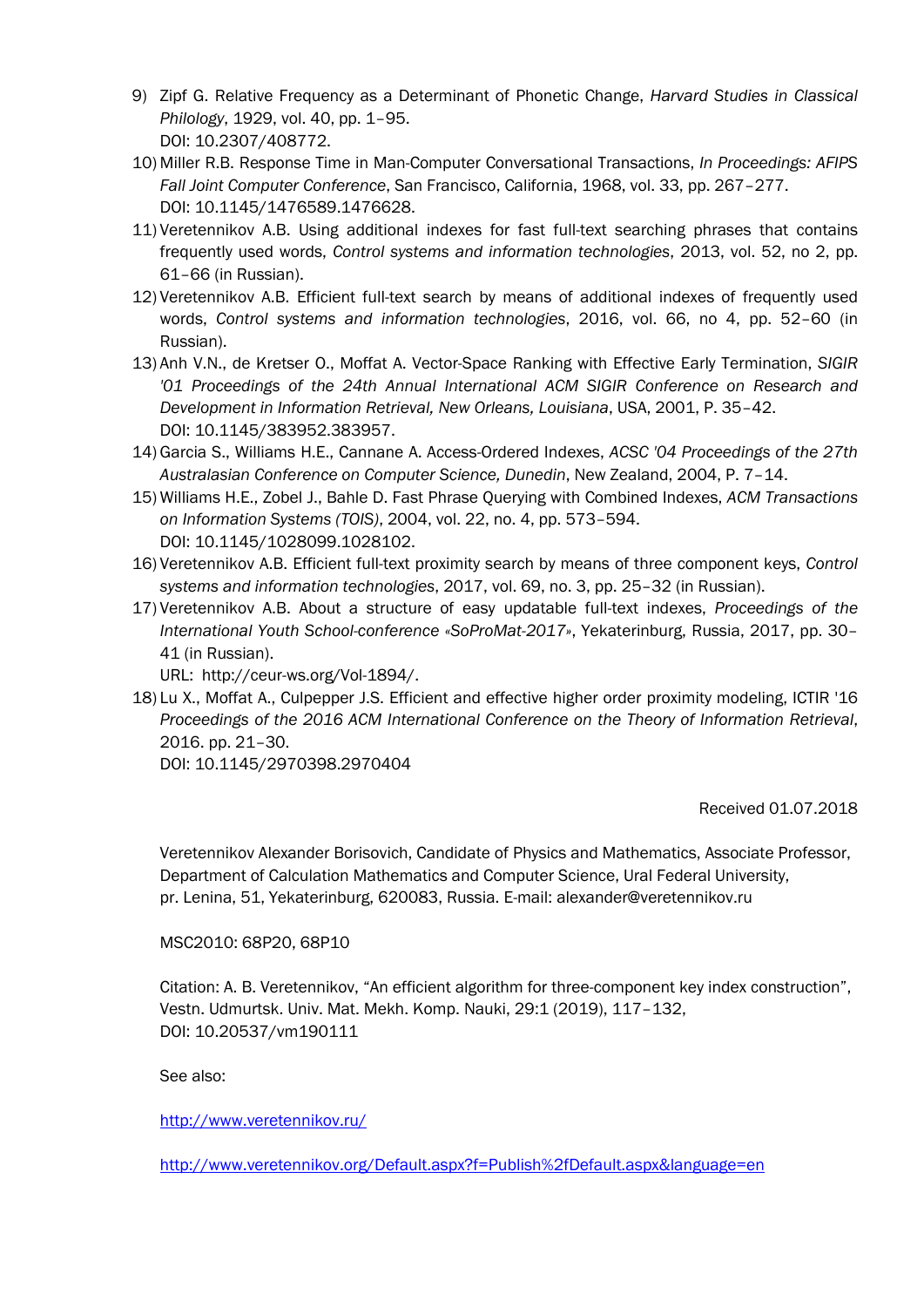9) Zipf G. Relative Frequency as a Determinant of Phonetic Change, *Harvard Studies in Classical Philology*, 1929, vol. 40, pp. 1–95.
DOI: 10.2307/408772.
10) Miller R.B. Response Time in Man-Computer Conversational Transactions, *In Proceedings: AFIPS Fall Joint Computer Conference*, San Francisco, California, 1968, vol. 33, pp. 267–277.
DOI: 10.1145/1476589.1476628.
11) Veretennikov A.B. Using additional indexes for fast full-text searching phrases that contains frequently used words, *Control systems and information technologies*, 2013, vol. 52, no 2, pp. 61–66 (in Russian).
12) Veretennikov A.B. Efficient full-text search by means of additional indexes of frequently used words, *Control systems and information technologies*, 2016, vol. 66, no 4, pp. 52–60 (in Russian).
13) Anh V.N., de Kretser O., Moffat A. Vector-Space Ranking with Effective Early Termination, *SIGIR '01 Proceedings of the 24th Annual International ACM SIGIR Conference on Research and Development in Information Retrieval, New Orleans, Louisiana*, USA, 2001, P. 35–42.
DOI: 10.1145/383952.383957.
14) Garcia S., Williams H.E., Cannane A. Access-Ordered Indexes, *ACSC '04 Proceedings of the 27th Australasian Conference on Computer Science, Dunedin*, New Zealand, 2004, P. 7–14.
15) Williams H.E., Zobel J., Bahle D. Fast Phrase Querying with Combined Indexes, *ACM Transactions on Information Systems (TOIS)*, 2004, vol. 22, no. 4, pp. 573–594.
DOI: 10.1145/1028099.1028102.
16) Veretennikov A.B. Efficient full-text proximity search by means of three component keys, *Control systems and information technologies*, 2017, vol. 69, no. 3, pp. 25–32 (in Russian).
17) Veretennikov A.B. About a structure of easy updatable full-text indexes, *Proceedings of the International Youth School-conference «SoProMat-2017»*, Yekaterinburg, Russia, 2017, pp. 30–41 (in Russian).
URL: http://ceur-ws.org/Vol-1894/.
18) Lu X., Moffat A., Culpepper J.S. Efficient and effective higher order proximity modeling, ICTIR '16 *Proceedings of the 2016 ACM International Conference on the Theory of Information Retrieval*, 2016. pp. 21–30.
DOI: 10.1145/2970398.2970404

Received 01.07.2018

Veretennikov Alexander Borisovich, Candidate of Physics and Mathematics, Associate Professor, Department of Calculation Mathematics and Computer Science, Ural Federal University, pr. Lenina, 51, Yekaterinburg, 620083, Russia. E-mail: alexander@veretennikov.ru

MSC2010: 68P20, 68P10

Citation: A. B. Veretennikov, “An efficient algorithm for three-component key index construction”, Vestn. Udmurtsk. Univ. Mat. Mekh. Komp. Nauki, 29:1 (2019), 117–132,
DOI: 10.20537/vm190111

See also:

http://www.veretennikov.ru/

http://www.veretennikov.org/Default.aspx?f=Publish%2fDefault.aspx&language=en